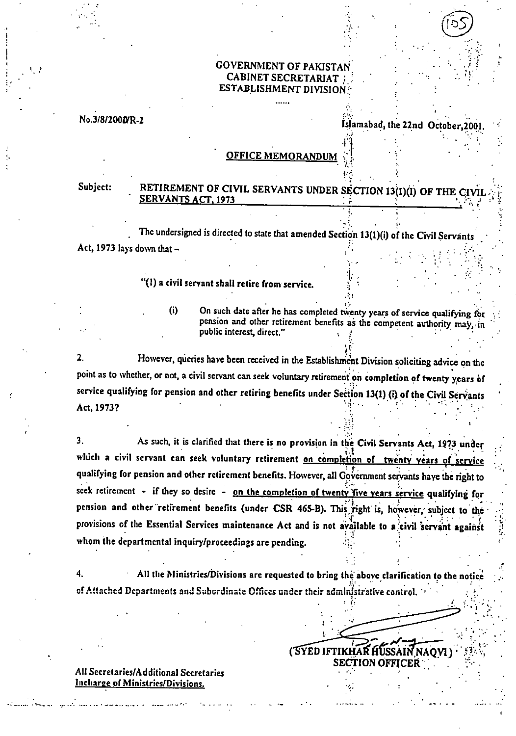**GOVERNMENT OF PAKISTAN**
**CABINET SECRETARIAT**
**ESTABLISHMENT DIVISION**

......

No.3/8/2000/R-2

Islamabad, the 22nd October,2001.

## OFFICE MEMORANDUM

Subject: **RETIREMENT OF CIVIL SERVANTS UNDER SECTION 13(1)(I) OF THE CIVIL SERVANTS ACT, 1973**

The undersigned is directed to state that amended Section 13(1)(i) of the Civil Servants Act, 1973 lays down that –

> "(1) a civil servant shall retire from service.
>
> (i) On such date after he has completed twenty years of service qualifying for pension and other retirement benefits as the competent authority may, in public interest, direct."

2. However, queries have been received in the Establishment Division soliciting advice on the point as to whether, or not, a civil servant can seek voluntary retirement on completion of twenty years of service qualifying for pension and other retiring benefits under Section 13(1) (i) of the Civil Servants Act, 1973?

3. As such, it is clarified that there is no provision in the Civil Servants Act, 1973 under which a civil servant can seek voluntary retirement <u>on completion of twenty years of service</u> qualifying for pension and other retirement benefits. However, all Government servants have the right to seek retirement - if they so desire - <u>on the completion of twenty five years service</u> qualifying for pension and other retirement benefits (under CSR 465-B). This right is, however, subject to the provisions of the Essential Services maintenance Act and is not available to a civil servant against whom the departmental inquiry/proceedings are pending.

4. All the Ministries/Divisions are requested to bring the above clarification to the notice of Attached Departments and Subordinate Offices under their administrative control.

(SYED IFTIKHAR HUSSAIN NAQVI)
SECTION OFFICER

All Secretaries/Additional Secretaries
Incharge of Ministries/Divisions.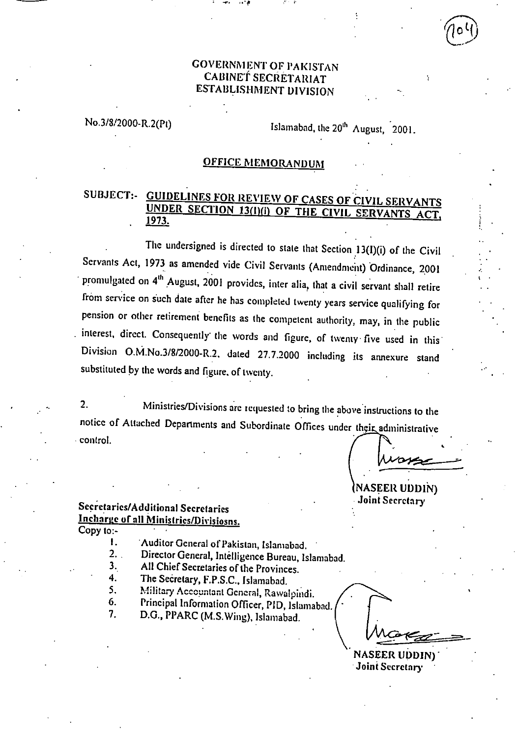GOVERNMENT OF PAKISTAN
CABINET SECRETARIAT
ESTABLISHMENT DIVISION

No.3/8/2000-R.2(Pt) Islamabad, the 20th August, 2001.

## OFFICE MEMORANDUM

**SUBJECT:- <u>GUIDELINES FOR REVIEW OF CASES OF CIVIL SERVANTS UNDER SECTION 13(I)(i) OF THE CIVIL SERVANTS ACT, 1973.</u>**

The undersigned is directed to state that Section 13(I)(i) of the Civil Servants Act, 1973 as amended vide Civil Servants (Amendment) Ordinance, 2001 promulgated on 4th August, 2001 provides, inter alia, that a civil servant shall retire from service on such date after he has completed twenty years service qualifying for pension or other retirement benefits as the competent authority, may, in the public interest, direct. Consequently the words and figure, of twenty five used in this Division O.M.No.3/8/2000-R.2, dated 27.7.2000 including its annexure stand substituted by the words and figure, of twenty.

2. Ministries/Divisions are requested to bring the above instructions to the notice of Attached Departments and Subordinate Offices under their administrative control.

(NASEER UDDIN)
Joint Secretary

**Secretaries/Additional Secretaries**
**<u>Incharge of all Ministries/Divisiosns.</u>**

Copy to:-

1. Auditor General of Pakistan, Islamabad.
2. Director General, Intelligence Bureau, Islamabad.
3. All Chief Secretaries of the Provinces.
4. The Secretary, F.P.S.C., Islamabad.
5. Military Accountant General, Rawalpindi.
6. Principal Information Officer, PID, Islamabad.
7. D.G., PPARC (M.S.Wing), Islamabad.

(NASEER UDDIN)
Joint Secretary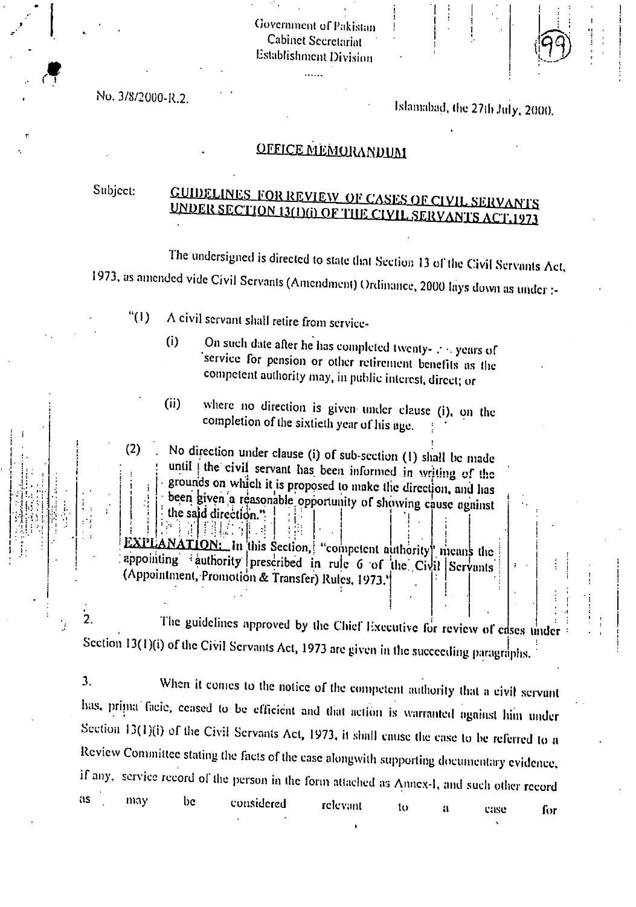Government of Pakistan
Cabinet Secretariat
Establishment Division

No. 3/8/2000-R.2.

Islamabad, the 27th July, 2000.

## OFFICE MEMORANDUM

Subject: **GUIDELINES FOR REVIEW OF CASES OF CIVIL SERVANTS UNDER SECTION 13(1)(i) OF THE CIVIL SERVANTS ACT,1973**

The undersigned is directed to state that Section 13 of the Civil Servants Act, 1973, as amended vide Civil Servants (Amendment) Ordinance, 2000 lays down as under :-

"(1) A civil servant shall retire from service-

(i) On such date after he has completed twenty- .. years of service for pension or other retirement benefits as the competent authority may, in public interest, direct; or

(ii) where no direction is given under clause (i), on the completion of the sixtieth year of his age.

(2) No direction under clause (i) of sub-section (1) shall be made until the civil servant has been informed in writing of the grounds on which it is proposed to make the direction, and has been given a reasonable opportunity of showing cause against the said direction."

**EXPLANATION:** In this Section, "competent authority" means the appointing authority prescribed in rule 6 of the Civil Servants (Appointment, Promotion & Transfer) Rules, 1973."

2. The guidelines approved by the Chief Executive for review of cases under Section 13(1)(i) of the Civil Servants Act, 1973 are given in the succeeding paragraphs.

3. When it comes to the notice of the competent authority that a civil servant has, prima facie, ceased to be efficient and that action is warranted against him under Section 13(1)(i) of the Civil Servants Act, 1973, it shall cause the case to be referred to a Review Committee stating the facts of the case alongwith supporting documentary evidence, if any, service record of the person in the form attached as Annex-I, and such other record as may be considered relevant to a case for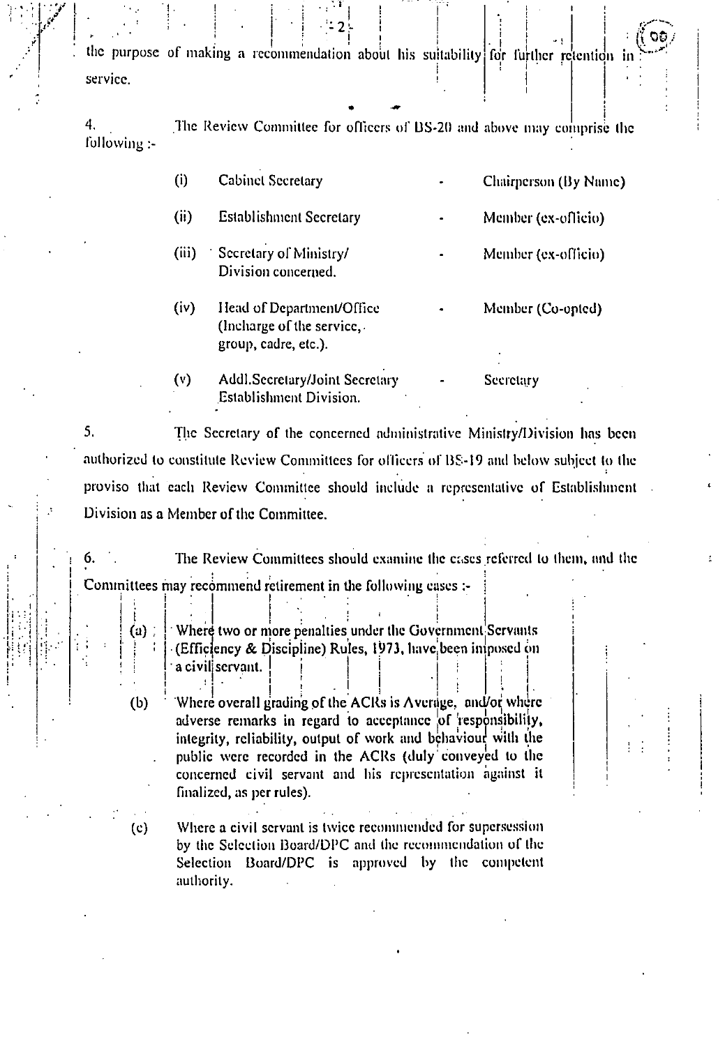the purpose of making a recommendation about his suitability for further retention in service.

4. The Review Committee for officers of BS-20 and above may comprise the following :-

| | | | |
|---|---|---|---|
| (i) | Cabinet Secretary | - | Chairperson (By Name) |
| (ii) | Establishment Secretary | - | Member (ex-officio) |
| (iii) | Secretary of Ministry/ Division concerned. | - | Member (ex-officio) |
| (iv) | Head of Department/Office (Incharge of the service, group, cadre, etc.). | - | Member (Co-opted) |
| (v) | Addl.Secretary/Joint Secretary Establishment Division. | - | Secretary |

5. The Secretary of the concerned administrative Ministry/Division has been authorized to constitute Review Committees for officers of BS-19 and below subject to the proviso that each Review Committee should include a representative of Establishment Division as a Member of the Committee.

6. The Review Committees should examine the cases referred to them, and the Committees may recommend retirement in the following cases :-

(a) Where two or more penalties under the Government Servants (Efficiency & Discipline) Rules, 1973, have been imposed on a civil servant.

(b) Where overall grading of the ACRs is Average, and/or where adverse remarks in regard to acceptance of responsibility, integrity, reliability, output of work and behaviour with the public were recorded in the ACRs (duly conveyed to the concerned civil servant and his representation against it finalized, as per rules).

(c) Where a civil servant is twice recommended for supersession by the Selection Board/DPC and the recommendation of the Selection Board/DPC is approved by the competent authority.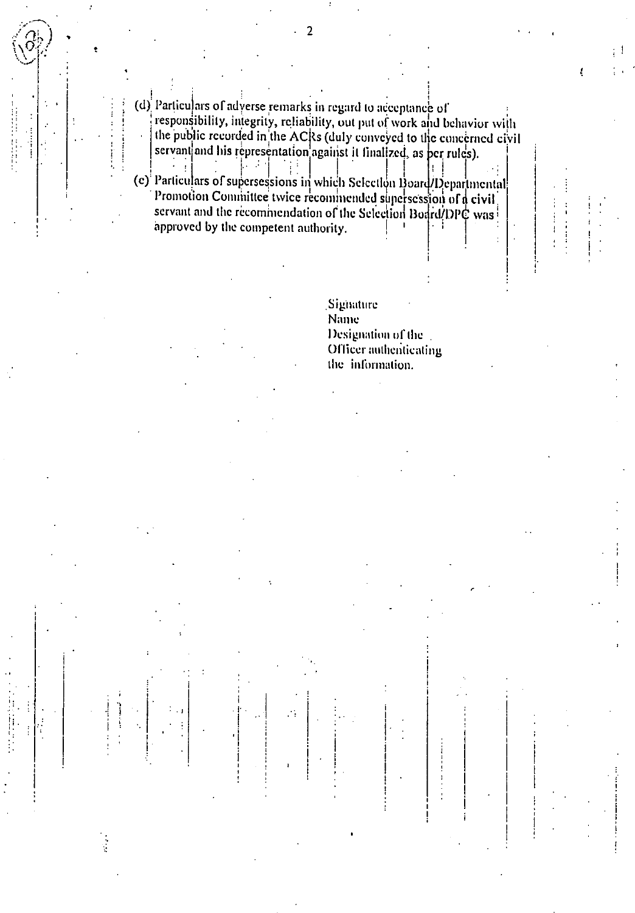(d) Particulars of adverse remarks in regard to acceptance of responsibility, integrity, reliability, out put of work and behavior with the public recorded in the ACRs (duly conveyed to the concerned civil servant and his representation against it finalized, as per rules).

(e) Particulars of supersessions in which Selection Board/Departmental Promotion Committee twice recommended supersession of a civil servant and the recommendation of the Selection Board/DPC was approved by the competent authority.

Signature
Name
Designation of the
Officer authenticating
the information.